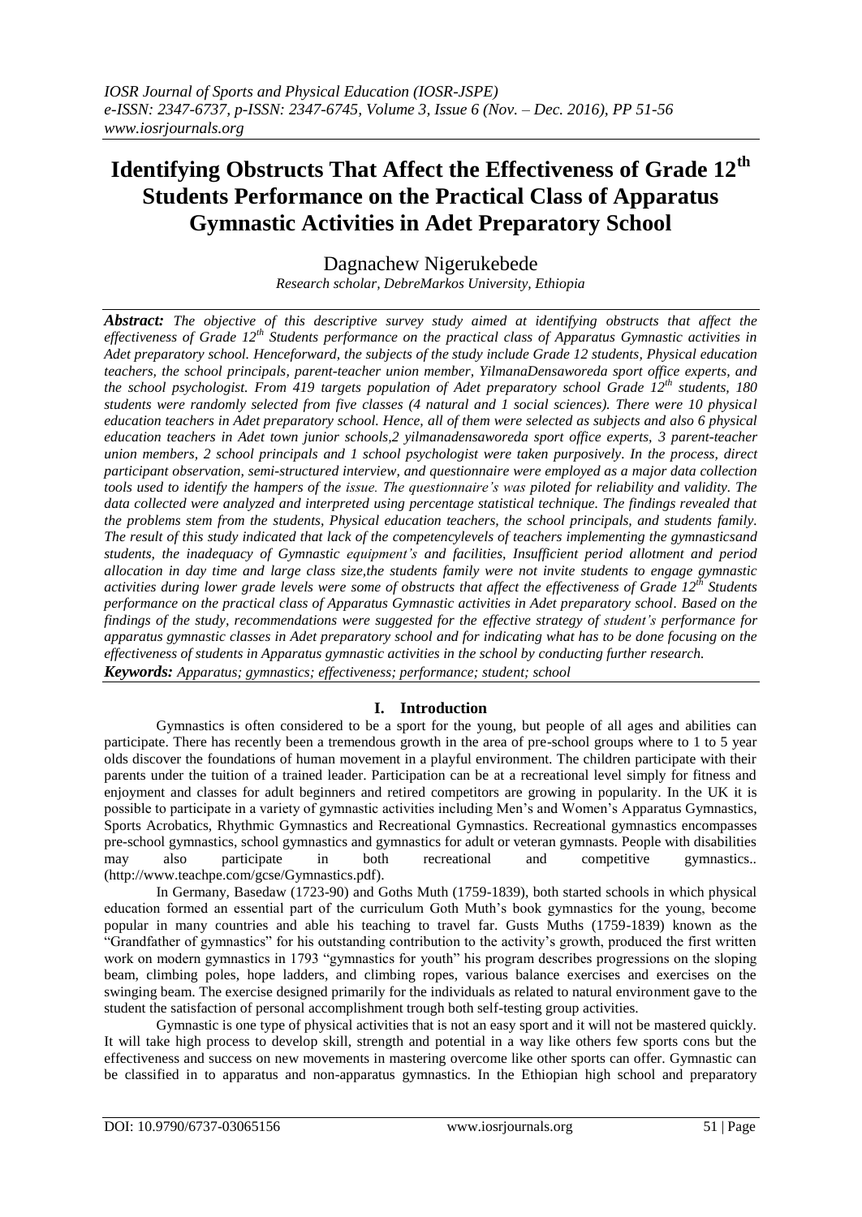# Identifying Obstructs That Affect the Effectiveness of Grade 12th Students Performance on the Practical Class of Apparatus Gymnastic Activities in Adet Preparatory School

Dagnachew Nigerukebede

*Research scholar, DebreMarkos University, Ethiopia*

***Abstract:*** *The objective of this descriptive survey study aimed at identifying obstructs that affect the effectiveness of Grade 12th Students performance on the practical class of Apparatus Gymnastic activities in Adet preparatory school. Henceforward, the subjects of the study include Grade 12 students, Physical education teachers, the school principals, parent-teacher union member, YilmanaDensaworeda sport office experts, and the school psychologist. From 419 targets population of Adet preparatory school Grade 12th students, 180 students were randomly selected from five classes (4 natural and 1 social sciences). There were 10 physical education teachers in Adet preparatory school. Hence, all of them were selected as subjects and also 6 physical education teachers in Adet town junior schools,2 yilmanadensaworeda sport office experts, 3 parent-teacher union members, 2 school principals and 1 school psychologist were taken purposively. In the process, direct participant observation, semi-structured interview, and questionnaire were employed as a major data collection tools used to identify the hampers of the issue. The questionnaire's was piloted for reliability and validity. The data collected were analyzed and interpreted using percentage statistical technique. The findings revealed that the problems stem from the students, Physical education teachers, the school principals, and students family. The result of this study indicated that lack of the competencylevels of teachers implementing the gymnasticsand students, the inadequacy of Gymnastic equipment's and facilities, Insufficient period allotment and period allocation in day time and large class size,the students family were not invite students to engage gymnastic activities during lower grade levels were some of obstructs that affect the effectiveness of Grade 12th Students performance on the practical class of Apparatus Gymnastic activities in Adet preparatory school. Based on the findings of the study, recommendations were suggested for the effective strategy of student's performance for apparatus gymnastic classes in Adet preparatory school and for indicating what has to be done focusing on the effectiveness of students in Apparatus gymnastic activities in the school by conducting further research.*

***Keywords:*** *Apparatus; gymnastics; effectiveness; performance; student; school*

## I. Introduction

Gymnastics is often considered to be a sport for the young, but people of all ages and abilities can participate. There has recently been a tremendous growth in the area of pre-school groups where to 1 to 5 year olds discover the foundations of human movement in a playful environment. The children participate with their parents under the tuition of a trained leader. Participation can be at a recreational level simply for fitness and enjoyment and classes for adult beginners and retired competitors are growing in popularity. In the UK it is possible to participate in a variety of gymnastic activities including Men's and Women's Apparatus Gymnastics, Sports Acrobatics, Rhythmic Gymnastics and Recreational Gymnastics. Recreational gymnastics encompasses pre-school gymnastics, school gymnastics and gymnastics for adult or veteran gymnasts. People with disabilities may also participate in both recreational and competitive gymnastics.. (http://www.teachpe.com/gcse/Gymnastics.pdf).

In Germany, Basedaw (1723-90) and Goths Muth (1759-1839), both started schools in which physical education formed an essential part of the curriculum Goth Muth's book gymnastics for the young, become popular in many countries and able his teaching to travel far. Gusts Muths (1759-1839) known as the "Grandfather of gymnastics" for his outstanding contribution to the activity's growth, produced the first written work on modern gymnastics in 1793 "gymnastics for youth" his program describes progressions on the sloping beam, climbing poles, hope ladders, and climbing ropes, various balance exercises and exercises on the swinging beam. The exercise designed primarily for the individuals as related to natural environment gave to the student the satisfaction of personal accomplishment trough both self-testing group activities.

Gymnastic is one type of physical activities that is not an easy sport and it will not be mastered quickly. It will take high process to develop skill, strength and potential in a way like others few sports cons but the effectiveness and success on new movements in mastering overcome like other sports can offer. Gymnastic can be classified in to apparatus and non-apparatus gymnastics. In the Ethiopian high school and preparatory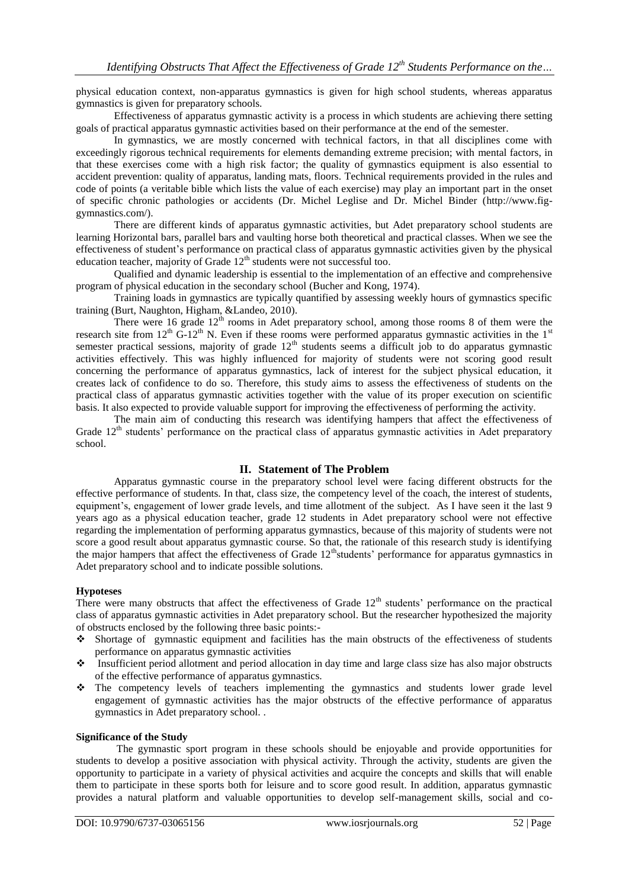physical education context, non-apparatus gymnastics is given for high school students, whereas apparatus gymnastics is given for preparatory schools.

Effectiveness of apparatus gymnastic activity is a process in which students are achieving there setting goals of practical apparatus gymnastic activities based on their performance at the end of the semester.

In gymnastics, we are mostly concerned with technical factors, in that all disciplines come with exceedingly rigorous technical requirements for elements demanding extreme precision; with mental factors, in that these exercises come with a high risk factor; the quality of gymnastics equipment is also essential to accident prevention: quality of apparatus, landing mats, floors. Technical requirements provided in the rules and code of points (a veritable bible which lists the value of each exercise) may play an important part in the onset of specific chronic pathologies or accidents (Dr. Michel Leglise and Dr. Michel Binder (http://www.fig-gymnastics.com/).

There are different kinds of apparatus gymnastic activities, but Adet preparatory school students are learning Horizontal bars, parallel bars and vaulting horse both theoretical and practical classes. When we see the effectiveness of student's performance on practical class of apparatus gymnastic activities given by the physical education teacher, majority of Grade 12th students were not successful too.

Qualified and dynamic leadership is essential to the implementation of an effective and comprehensive program of physical education in the secondary school (Bucher and Kong, 1974).

Training loads in gymnastics are typically quantified by assessing weekly hours of gymnastics specific training (Burt, Naughton, Higham, &Landeo, 2010).

There were 16 grade 12th rooms in Adet preparatory school, among those rooms 8 of them were the research site from 12th G-12th N. Even if these rooms were performed apparatus gymnastic activities in the 1st semester practical sessions, majority of grade 12th students seems a difficult job to do apparatus gymnastic activities effectively. This was highly influenced for majority of students were not scoring good result concerning the performance of apparatus gymnastics, lack of interest for the subject physical education, it creates lack of confidence to do so. Therefore, this study aims to assess the effectiveness of students on the practical class of apparatus gymnastic activities together with the value of its proper execution on scientific basis. It also expected to provide valuable support for improving the effectiveness of performing the activity.

The main aim of conducting this research was identifying hampers that affect the effectiveness of Grade 12th students' performance on the practical class of apparatus gymnastic activities in Adet preparatory school.

## II. Statement of The Problem

Apparatus gymnastic course in the preparatory school level were facing different obstructs for the effective performance of students. In that, class size, the competency level of the coach, the interest of students, equipment's, engagement of lower grade levels, and time allotment of the subject. As I have seen it the last 9 years ago as a physical education teacher, grade 12 students in Adet preparatory school were not effective regarding the implementation of performing apparatus gymnastics, because of this majority of students were not score a good result about apparatus gymnastic course. So that, the rationale of this research study is identifying the major hampers that affect the effectiveness of Grade 12thstudents' performance for apparatus gymnastics in Adet preparatory school and to indicate possible solutions.

### Hypoteses

There were many obstructs that affect the effectiveness of Grade 12th students' performance on the practical class of apparatus gymnastic activities in Adet preparatory school. But the researcher hypothesized the majority of obstructs enclosed by the following three basic points:-

- Shortage of gymnastic equipment and facilities has the main obstructs of the effectiveness of students performance on apparatus gymnastic activities
- Insufficient period allotment and period allocation in day time and large class size has also major obstructs of the effective performance of apparatus gymnastics.
- The competency levels of teachers implementing the gymnastics and students lower grade level engagement of gymnastic activities has the major obstructs of the effective performance of apparatus gymnastics in Adet preparatory school. .

### Significance of the Study

The gymnastic sport program in these schools should be enjoyable and provide opportunities for students to develop a positive association with physical activity. Through the activity, students are given the opportunity to participate in a variety of physical activities and acquire the concepts and skills that will enable them to participate in these sports both for leisure and to score good result. In addition, apparatus gymnastic provides a natural platform and valuable opportunities to develop self-management skills, social and co-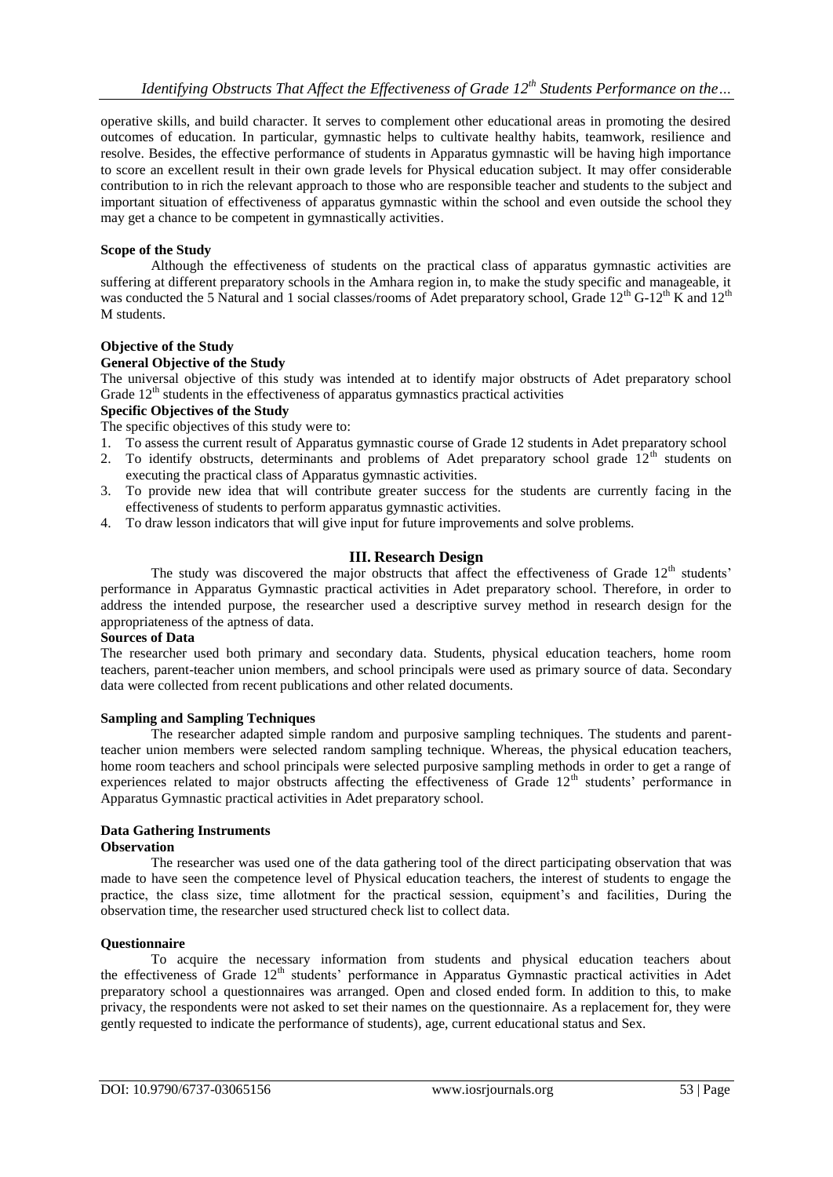operative skills, and build character. It serves to complement other educational areas in promoting the desired outcomes of education. In particular, gymnastic helps to cultivate healthy habits, teamwork, resilience and resolve. Besides, the effective performance of students in Apparatus gymnastic will be having high importance to score an excellent result in their own grade levels for Physical education subject. It may offer considerable contribution to in rich the relevant approach to those who are responsible teacher and students to the subject and important situation of effectiveness of apparatus gymnastic within the school and even outside the school they may get a chance to be competent in gymnastically activities.

**Scope of the Study**

Although the effectiveness of students on the practical class of apparatus gymnastic activities are suffering at different preparatory schools in the Amhara region in, to make the study specific and manageable, it was conducted the 5 Natural and 1 social classes/rooms of Adet preparatory school, Grade 12$^{th}$ G-12$^{th}$ K and 12$^{th}$ M students.

**Objective of the Study**

**General Objective of the Study**

The universal objective of this study was intended at to identify major obstructs of Adet preparatory school Grade 12$^{th}$ students in the effectiveness of apparatus gymnastics practical activities

**Specific Objectives of the Study**

The specific objectives of this study were to:

1. To assess the current result of Apparatus gymnastic course of Grade 12 students in Adet preparatory school
2. To identify obstructs, determinants and problems of Adet preparatory school grade 12$^{th}$ students on executing the practical class of Apparatus gymnastic activities.
3. To provide new idea that will contribute greater success for the students are currently facing in the effectiveness of students to perform apparatus gymnastic activities.
4. To draw lesson indicators that will give input for future improvements and solve problems.

## III. Research Design

The study was discovered the major obstructs that affect the effectiveness of Grade 12$^{th}$ students' performance in Apparatus Gymnastic practical activities in Adet preparatory school. Therefore, in order to address the intended purpose, the researcher used a descriptive survey method in research design for the appropriateness of the aptness of data.

**Sources of Data**

The researcher used both primary and secondary data. Students, physical education teachers, home room teachers, parent-teacher union members, and school principals were used as primary source of data. Secondary data were collected from recent publications and other related documents.

**Sampling and Sampling Techniques**

The researcher adapted simple random and purposive sampling techniques. The students and parent-teacher union members were selected random sampling technique. Whereas, the physical education teachers, home room teachers and school principals were selected purposive sampling methods in order to get a range of experiences related to major obstructs affecting the effectiveness of Grade 12$^{th}$ students' performance in Apparatus Gymnastic practical activities in Adet preparatory school.

**Data Gathering Instruments**

**Observation**

The researcher was used one of the data gathering tool of the direct participating observation that was made to have seen the competence level of Physical education teachers, the interest of students to engage the practice, the class size, time allotment for the practical session, equipment's and facilities, During the observation time, the researcher used structured check list to collect data.

**Questionnaire**

To acquire the necessary information from students and physical education teachers about the effectiveness of Grade 12$^{th}$ students' performance in Apparatus Gymnastic practical activities in Adet preparatory school a questionnaires was arranged. Open and closed ended form. In addition to this, to make privacy, the respondents were not asked to set their names on the questionnaire. As a replacement for, they were gently requested to indicate the performance of students), age, current educational status and Sex.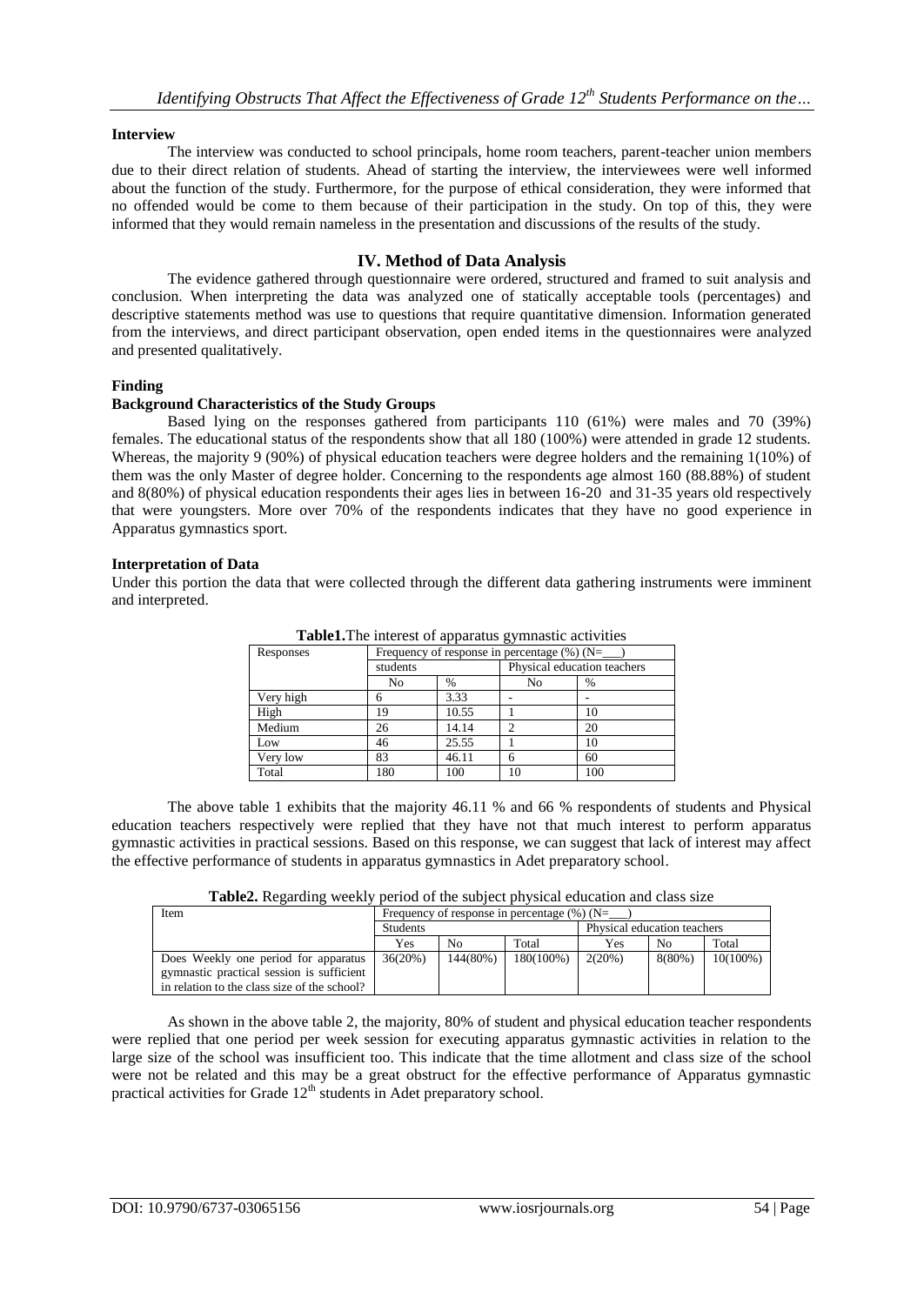**Interview**

The interview was conducted to school principals, home room teachers, parent-teacher union members due to their direct relation of students. Ahead of starting the interview, the interviewees were well informed about the function of the study. Furthermore, for the purpose of ethical consideration, they were informed that no offended would be come to them because of their participation in the study. On top of this, they were informed that they would remain nameless in the presentation and discussions of the results of the study.

## IV. Method of Data Analysis

The evidence gathered through questionnaire were ordered, structured and framed to suit analysis and conclusion. When interpreting the data was analyzed one of statically acceptable tools (percentages) and descriptive statements method was use to questions that require quantitative dimension. Information generated from the interviews, and direct participant observation, open ended items in the questionnaires were analyzed and presented qualitatively.

**Finding**

**Background Characteristics of the Study Groups**

Based lying on the responses gathered from participants 110 (61%) were males and 70 (39%) females. The educational status of the respondents show that all 180 (100%) were attended in grade 12 students. Whereas, the majority 9 (90%) of physical education teachers were degree holders and the remaining 1(10%) of them was the only Master of degree holder. Concerning to the respondents age almost 160 (88.88%) of student and 8(80%) of physical education respondents their ages lies in between 16-20 and 31-35 years old respectively that were youngsters. More over 70% of the respondents indicates that they have no good experience in Apparatus gymnastics sport.

**Interpretation of Data**

Under this portion the data that were collected through the different data gathering instruments were imminent and interpreted.

**Table1.**The interest of apparatus gymnastic activities

| Responses | Frequency of response in percentage (%) (N=___) | | | |
|---|---|---|---|---|
| | students | | Physical education teachers | |
| | No | % | No | % |
| Very high | 6 | 3.33 | - | - |
| High | 19 | 10.55 | 1 | 10 |
| Medium | 26 | 14.14 | 2 | 20 |
| Low | 46 | 25.55 | 1 | 10 |
| Very low | 83 | 46.11 | 6 | 60 |
| Total | 180 | 100 | 10 | 100 |

The above table 1 exhibits that the majority 46.11 % and 66 % respondents of students and Physical education teachers respectively were replied that they have not that much interest to perform apparatus gymnastic activities in practical sessions. Based on this response, we can suggest that lack of interest may affect the effective performance of students in apparatus gymnastics in Adet preparatory school.

**Table2.** Regarding weekly period of the subject physical education and class size

| Item | Frequency of response in percentage (%) (N=___) | | | | | |
|---|---|---|---|---|---|---|
| | Students | | | Physical education teachers | | |
| | Yes | No | Total | Yes | No | Total |
| Does Weekly one period for apparatus gymnastic practical session is sufficient in relation to the class size of the school? | 36(20%) | 144(80%) | 180(100%) | 2(20%) | 8(80%) | 10(100%) |

As shown in the above table 2, the majority, 80% of student and physical education teacher respondents were replied that one period per week session for executing apparatus gymnastic activities in relation to the large size of the school was insufficient too. This indicate that the time allotment and class size of the school were not be related and this may be a great obstruct for the effective performance of Apparatus gymnastic practical activities for Grade 12th students in Adet preparatory school.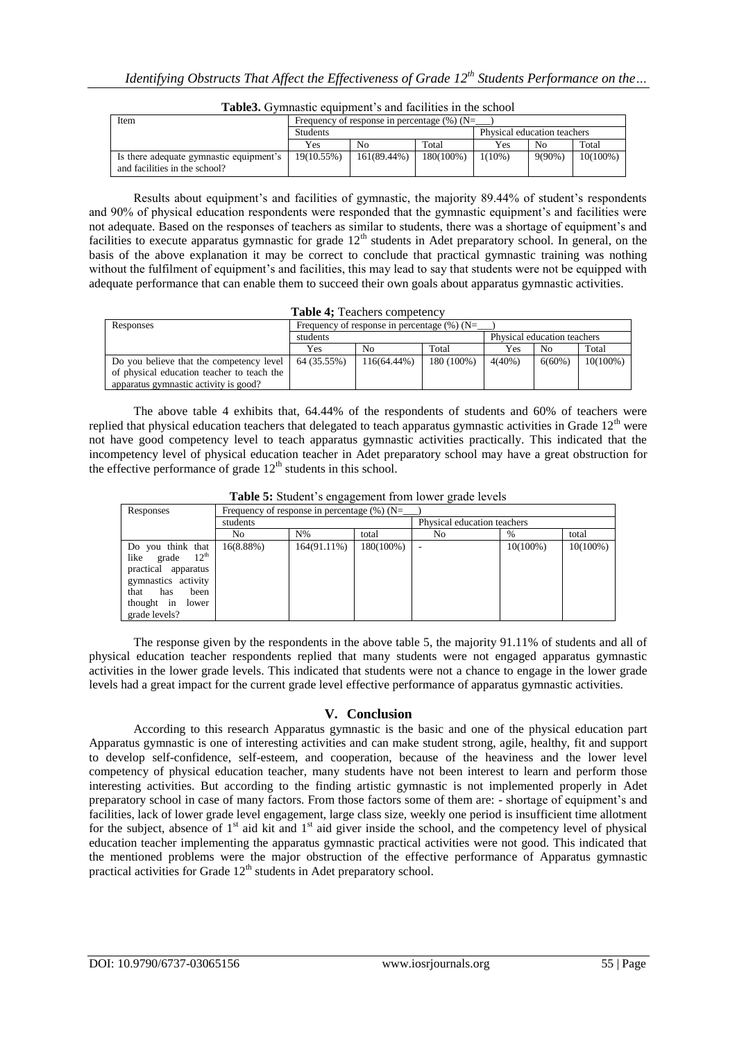**Table3.** Gymnastic equipment's and facilities in the school

| Item | Frequency of response in percentage (%) (N=___) | | | | | |
|---|---|---|---|---|---|---|
| | Students | | | Physical education teachers | | |
| | Yes | No | Total | Yes | No | Total |
| Is there adequate gymnastic equipment's and facilities in the school? | 19(10.55%) | 161(89.44%) | 180(100%) | 1(10%) | 9(90%) | 10(100%) |

Results about equipment's and facilities of gymnastic, the majority 89.44% of student's respondents and 90% of physical education respondents were responded that the gymnastic equipment's and facilities were not adequate. Based on the responses of teachers as similar to students, there was a shortage of equipment's and facilities to execute apparatus gymnastic for grade 12th students in Adet preparatory school. In general, on the basis of the above explanation it may be correct to conclude that practical gymnastic training was nothing without the fulfilment of equipment's and facilities, this may lead to say that students were not be equipped with adequate performance that can enable them to succeed their own goals about apparatus gymnastic activities.

**Table 4;** Teachers competency

| Responses | Frequency of response in percentage (%) (N=___) | | | | | |
|---|---|---|---|---|---|---|
| | students | | | Physical education teachers | | |
| | Yes | No | Total | Yes | No | Total |
| Do you believe that the competency level of physical education teacher to teach the apparatus gymnastic activity is good? | 64 (35.55%) | 116(64.44%) | 180 (100%) | 4(40%) | 6(60%) | 10(100%) |

The above table 4 exhibits that, 64.44% of the respondents of students and 60% of teachers were replied that physical education teachers that delegated to teach apparatus gymnastic activities in Grade 12th were not have good competency level to teach apparatus gymnastic activities practically. This indicated that the incompetency level of physical education teacher in Adet preparatory school may have a great obstruction for the effective performance of grade 12th students in this school.

**Table 5:** Student's engagement from lower grade levels

| Responses | Frequency of response in percentage (%) (N=___) | | | | | |
|---|---|---|---|---|---|---|
| | students | | | Physical education teachers | | |
| | No | N% | total | No | % | total |
| Do you think that like grade 12th practical apparatus gymnastics activity that has been thought in lower grade levels? | 16(8.88%) | 164(91.11%) | 180(100%) | - | 10(100%) | 10(100%) |

The response given by the respondents in the above table 5, the majority 91.11% of students and all of physical education teacher respondents replied that many students were not engaged apparatus gymnastic activities in the lower grade levels. This indicated that students were not a chance to engage in the lower grade levels had a great impact for the current grade level effective performance of apparatus gymnastic activities.

## V. Conclusion

According to this research Apparatus gymnastic is the basic and one of the physical education part Apparatus gymnastic is one of interesting activities and can make student strong, agile, healthy, fit and support to develop self-confidence, self-esteem, and cooperation, because of the heaviness and the lower level competency of physical education teacher, many students have not been interest to learn and perform those interesting activities. But according to the finding artistic gymnastic is not implemented properly in Adet preparatory school in case of many factors. From those factors some of them are: - shortage of equipment's and facilities, lack of lower grade level engagement, large class size, weekly one period is insufficient time allotment for the subject, absence of 1st aid kit and 1st aid giver inside the school, and the competency level of physical education teacher implementing the apparatus gymnastic practical activities were not good. This indicated that the mentioned problems were the major obstruction of the effective performance of Apparatus gymnastic practical activities for Grade 12th students in Adet preparatory school.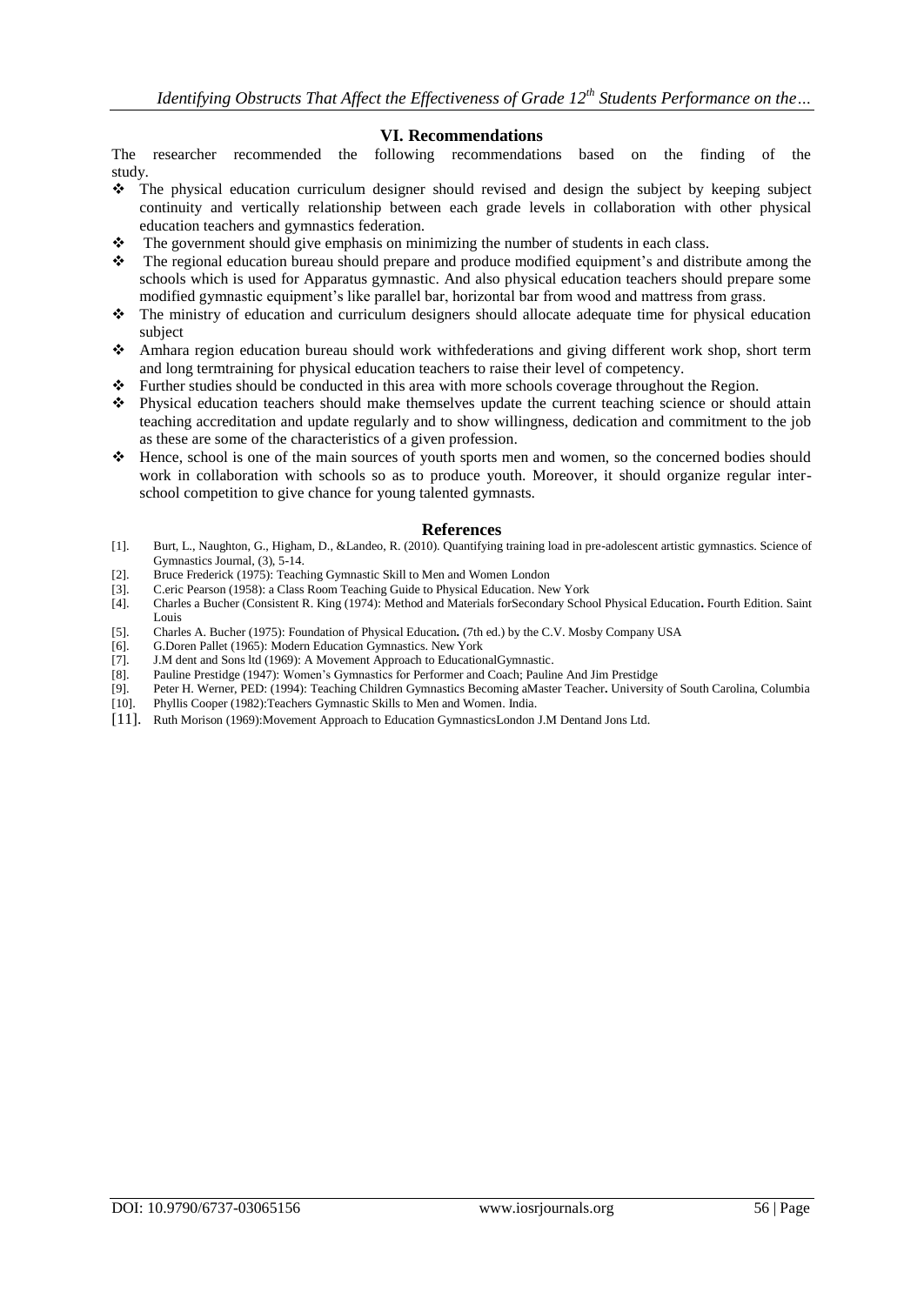## VI. Recommendations

The researcher recommended the following recommendations based on the finding of the study.

- The physical education curriculum designer should revised and design the subject by keeping subject continuity and vertically relationship between each grade levels in collaboration with other physical education teachers and gymnastics federation.
- The government should give emphasis on minimizing the number of students in each class.
- The regional education bureau should prepare and produce modified equipment's and distribute among the schools which is used for Apparatus gymnastic. And also physical education teachers should prepare some modified gymnastic equipment's like parallel bar, horizontal bar from wood and mattress from grass.
- The ministry of education and curriculum designers should allocate adequate time for physical education subject
- Amhara region education bureau should work withfederations and giving different work shop, short term and long termtraining for physical education teachers to raise their level of competency.
- Further studies should be conducted in this area with more schools coverage throughout the Region.
- Physical education teachers should make themselves update the current teaching science or should attain teaching accreditation and update regularly and to show willingness, dedication and commitment to the job as these are some of the characteristics of a given profession.
- Hence, school is one of the main sources of youth sports men and women, so the concerned bodies should work in collaboration with schools so as to produce youth. Moreover, it should organize regular inter-school competition to give chance for young talented gymnasts.

## References

[1]. Burt, L., Naughton, G., Higham, D., &Landeo, R. (2010). Quantifying training load in pre-adolescent artistic gymnastics. Science of Gymnastics Journal, (3), 5-14.
[2]. Bruce Frederick (1975): Teaching Gymnastic Skill to Men and Women London
[3]. C.eric Pearson (1958): a Class Room Teaching Guide to Physical Education. New York
[4]. Charles a Bucher (Consistent R. King (1974): Method and Materials forSecondary School Physical Education**.** Fourth Edition. Saint Louis
[5]. Charles A. Bucher (1975): Foundation of Physical Education**.** (7th ed.) by the C.V. Mosby Company USA
[6]. G.Doren Pallet (1965): Modern Education Gymnastics. New York
[7]. J.M dent and Sons ltd (1969): A Movement Approach to EducationalGymnastic.
[8]. Pauline Prestidge (1947): Women's Gymnastics for Performer and Coach; Pauline And Jim Prestidge
[9]. Peter H. Werner, PED: (1994): Teaching Children Gymnastics Becoming aMaster Teacher**.** University of South Carolina, Columbia
[10]. Phyllis Cooper (1982):Teachers Gymnastic Skills to Men and Women. India.
[11]. Ruth Morison (1969):Movement Approach to Education GymnasticsLondon J.M Dentand Jons Ltd.